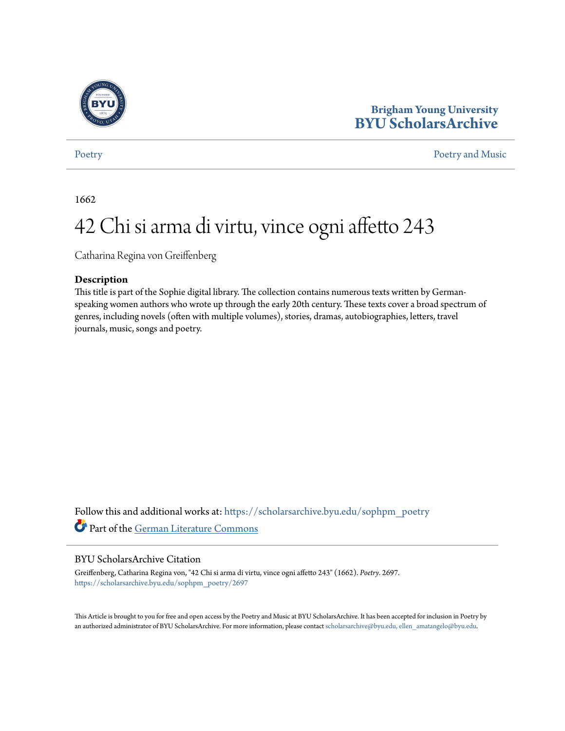Brigham Young University
BYU ScholarsArchive

Poetry | Poetry and Music

1662

# 42 Chi si arma di virtu, vince ogni affetto 243

Catharina Regina von Greiffenberg

### Description

This title is part of the Sophie digital library. The collection contains numerous texts written by German-speaking women authors who wrote up through the early 20th century. These texts cover a broad spectrum of genres, including novels (often with multiple volumes), stories, dramas, autobiographies, letters, travel journals, music, songs and poetry.

Follow this and additional works at: https://scholarsarchive.byu.edu/sophpm_poetry

Part of the German Literature Commons

### BYU ScholarsArchive Citation

Greiffenberg, Catharina Regina von, "42 Chi si arma di virtu, vince ogni affetto 243" (1662). *Poetry*. 2697.
https://scholarsarchive.byu.edu/sophpm_poetry/2697

This Article is brought to you for free and open access by the Poetry and Music at BYU ScholarsArchive. It has been accepted for inclusion in Poetry by an authorized administrator of BYU ScholarsArchive. For more information, please contact scholarsarchive@byu.edu, ellen_amatangelo@byu.edu.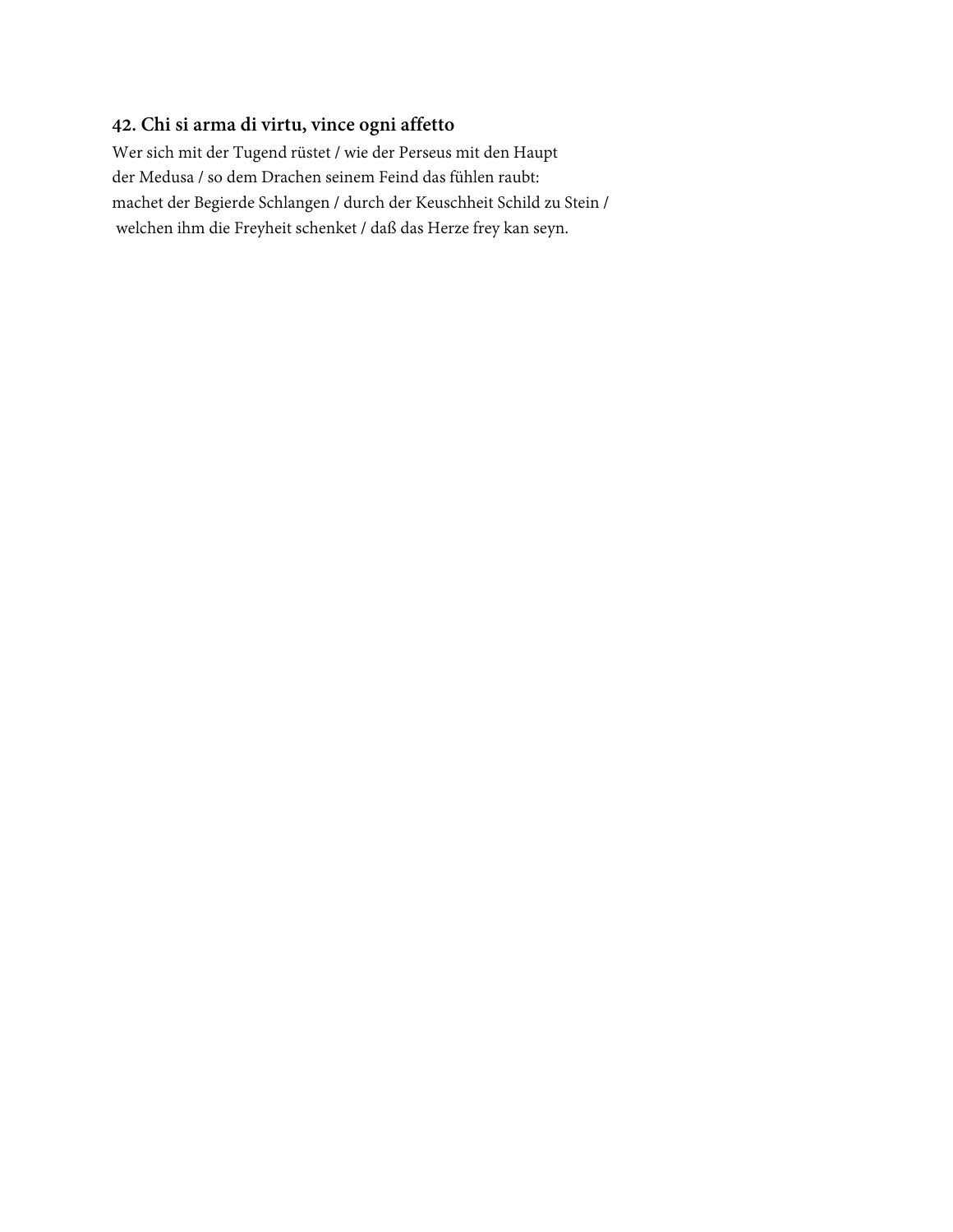### 42. Chi si arma di virtu, vince ogni affetto

Wer sich mit der Tugend rüstet / wie der Perseus mit den Haupt
der Medusa / so dem Drachen seinem Feind das fühlen raubt:
machet der Begierde Schlangen / durch der Keuschheit Schild zu Stein /
welchen ihm die Freyheit schenket / daß das Herze frey kan seyn.